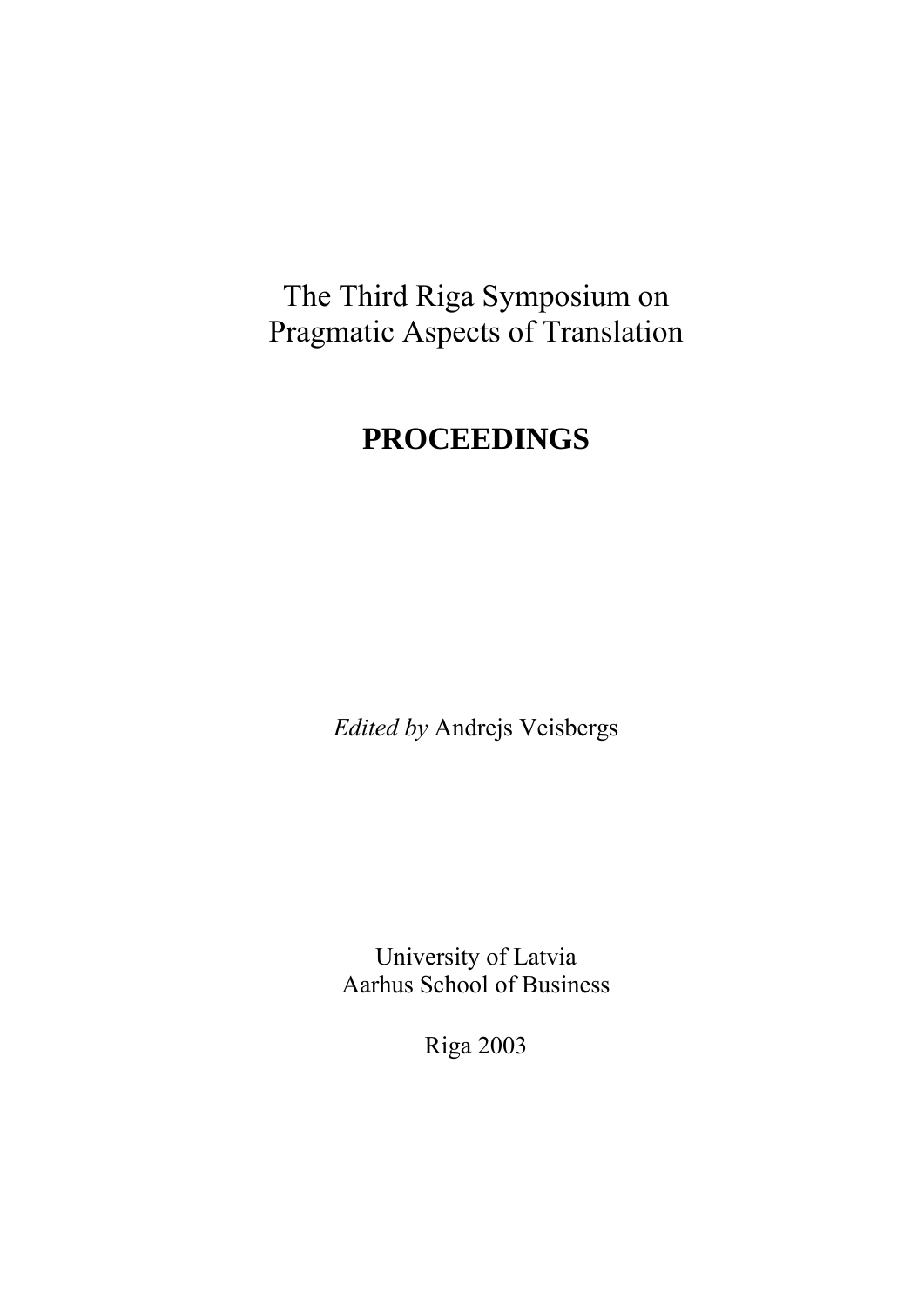The Third Riga Symposium on
Pragmatic Aspects of Translation

# PROCEEDINGS

*Edited by* Andrejs Veisbergs

University of Latvia
Aarhus School of Business

Riga 2003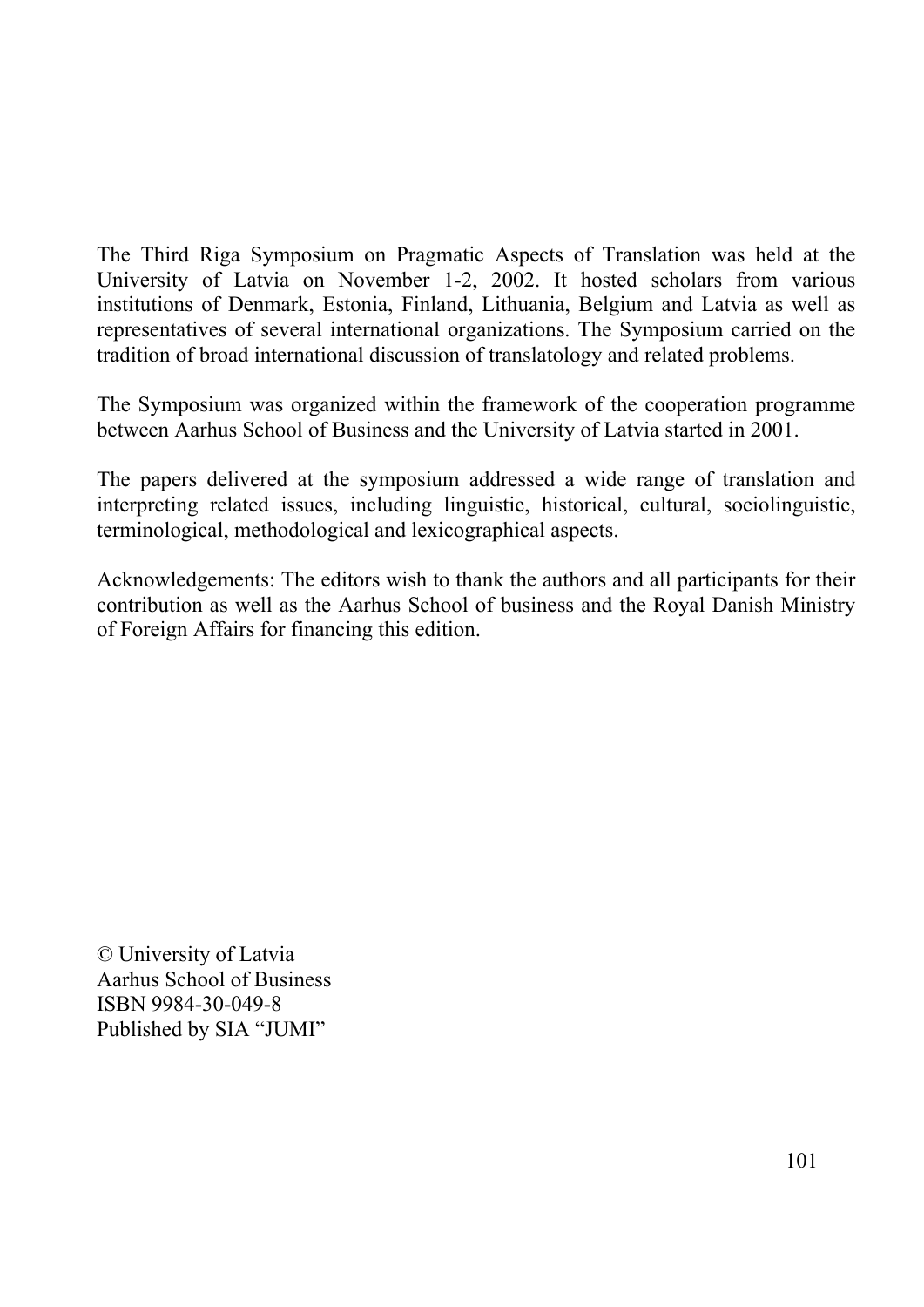The Third Riga Symposium on Pragmatic Aspects of Translation was held at the University of Latvia on November 1-2, 2002. It hosted scholars from various institutions of Denmark, Estonia, Finland, Lithuania, Belgium and Latvia as well as representatives of several international organizations. The Symposium carried on the tradition of broad international discussion of translatology and related problems.

The Symposium was organized within the framework of the cooperation programme between Aarhus School of Business and the University of Latvia started in 2001.

The papers delivered at the symposium addressed a wide range of translation and interpreting related issues, including linguistic, historical, cultural, sociolinguistic, terminological, methodological and lexicographical aspects.

Acknowledgements: The editors wish to thank the authors and all participants for their contribution as well as the Aarhus School of business and the Royal Danish Ministry of Foreign Affairs for financing this edition.

© University of Latvia
Aarhus School of Business
ISBN 9984-30-049-8
Published by SIA "JUMI"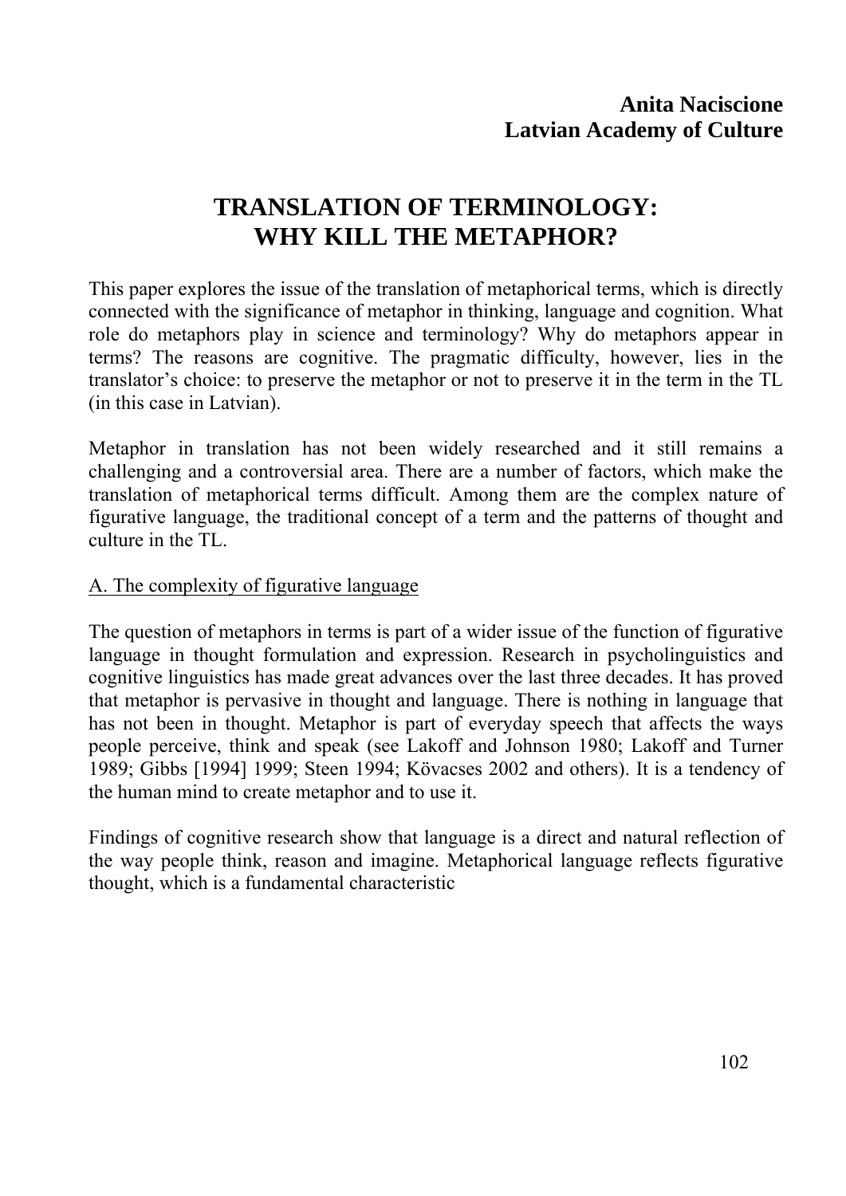**Anita Naciscione**
**Latvian Academy of Culture**

# TRANSLATION OF TERMINOLOGY: WHY KILL THE METAPHOR?

This paper explores the issue of the translation of metaphorical terms, which is directly connected with the significance of metaphor in thinking, language and cognition. What role do metaphors play in science and terminology? Why do metaphors appear in terms? The reasons are cognitive. The pragmatic difficulty, however, lies in the translator's choice: to preserve the metaphor or not to preserve it in the term in the TL (in this case in Latvian).

Metaphor in translation has not been widely researched and it still remains a challenging and a controversial area. There are a number of factors, which make the translation of metaphorical terms difficult. Among them are the complex nature of figurative language, the traditional concept of a term and the patterns of thought and culture in the TL.

<u>A. The complexity of figurative language</u>

The question of metaphors in terms is part of a wider issue of the function of figurative language in thought formulation and expression. Research in psycholinguistics and cognitive linguistics has made great advances over the last three decades. It has proved that metaphor is pervasive in thought and language. There is nothing in language that has not been in thought. Metaphor is part of everyday speech that affects the ways people perceive, think and speak (see Lakoff and Johnson 1980; Lakoff and Turner 1989; Gibbs [1994] 1999; Steen 1994; Kövacses 2002 and others). It is a tendency of the human mind to create metaphor and to use it.

Findings of cognitive research show that language is a direct and natural reflection of the way people think, reason and imagine. Metaphorical language reflects figurative thought, which is a fundamental characteristic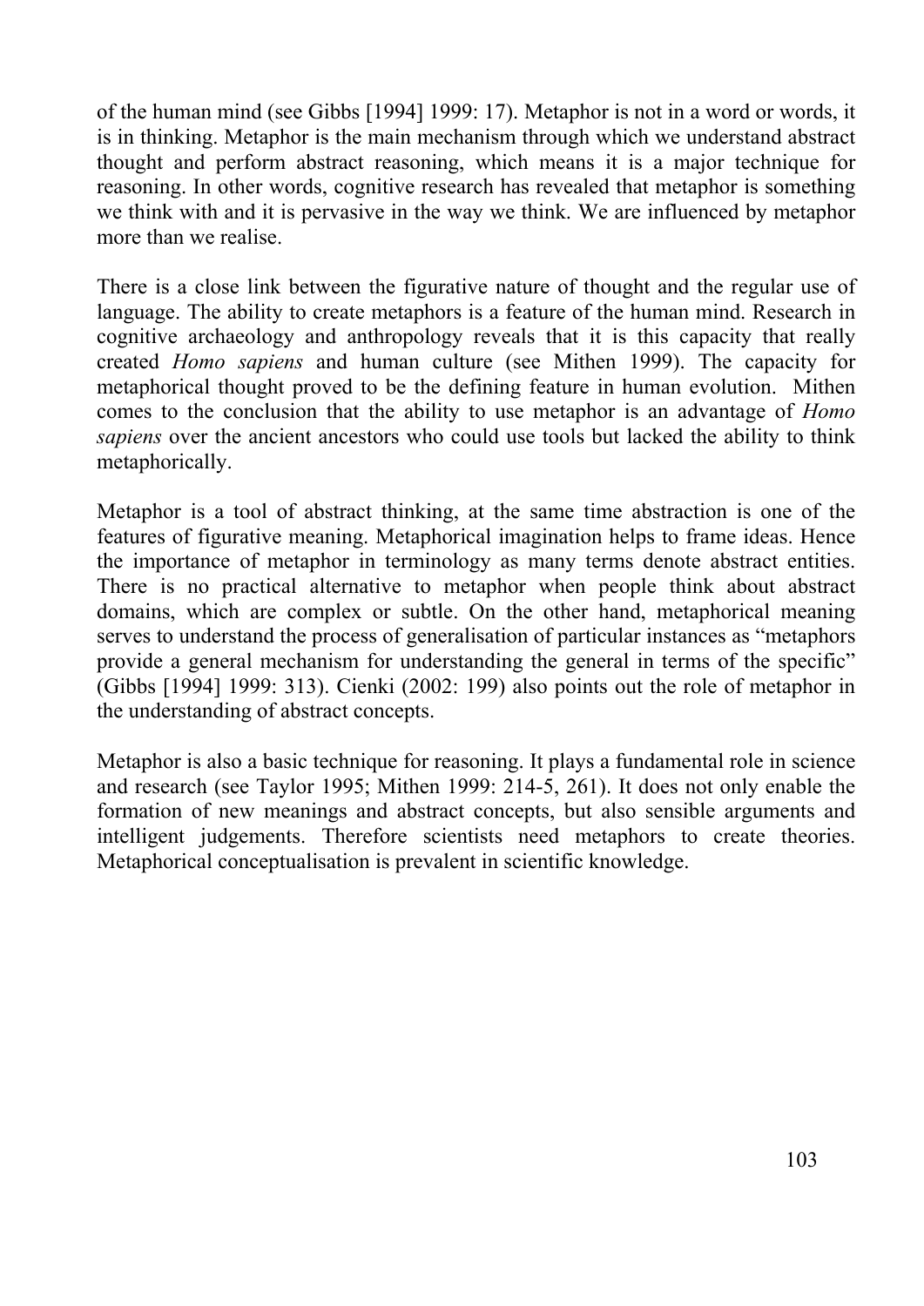of the human mind (see Gibbs [1994] 1999: 17). Metaphor is not in a word or words, it is in thinking. Metaphor is the main mechanism through which we understand abstract thought and perform abstract reasoning, which means it is a major technique for reasoning. In other words, cognitive research has revealed that metaphor is something we think with and it is pervasive in the way we think. We are influenced by metaphor more than we realise.

There is a close link between the figurative nature of thought and the regular use of language. The ability to create metaphors is a feature of the human mind. Research in cognitive archaeology and anthropology reveals that it is this capacity that really created *Homo sapiens* and human culture (see Mithen 1999). The capacity for metaphorical thought proved to be the defining feature in human evolution. Mithen comes to the conclusion that the ability to use metaphor is an advantage of *Homo sapiens* over the ancient ancestors who could use tools but lacked the ability to think metaphorically.

Metaphor is a tool of abstract thinking, at the same time abstraction is one of the features of figurative meaning. Metaphorical imagination helps to frame ideas. Hence the importance of metaphor in terminology as many terms denote abstract entities. There is no practical alternative to metaphor when people think about abstract domains, which are complex or subtle. On the other hand, metaphorical meaning serves to understand the process of generalisation of particular instances as "metaphors provide a general mechanism for understanding the general in terms of the specific" (Gibbs [1994] 1999: 313). Cienki (2002: 199) also points out the role of metaphor in the understanding of abstract concepts.

Metaphor is also a basic technique for reasoning. It plays a fundamental role in science and research (see Taylor 1995; Mithen 1999: 214-5, 261). It does not only enable the formation of new meanings and abstract concepts, but also sensible arguments and intelligent judgements. Therefore scientists need metaphors to create theories. Metaphorical conceptualisation is prevalent in scientific knowledge.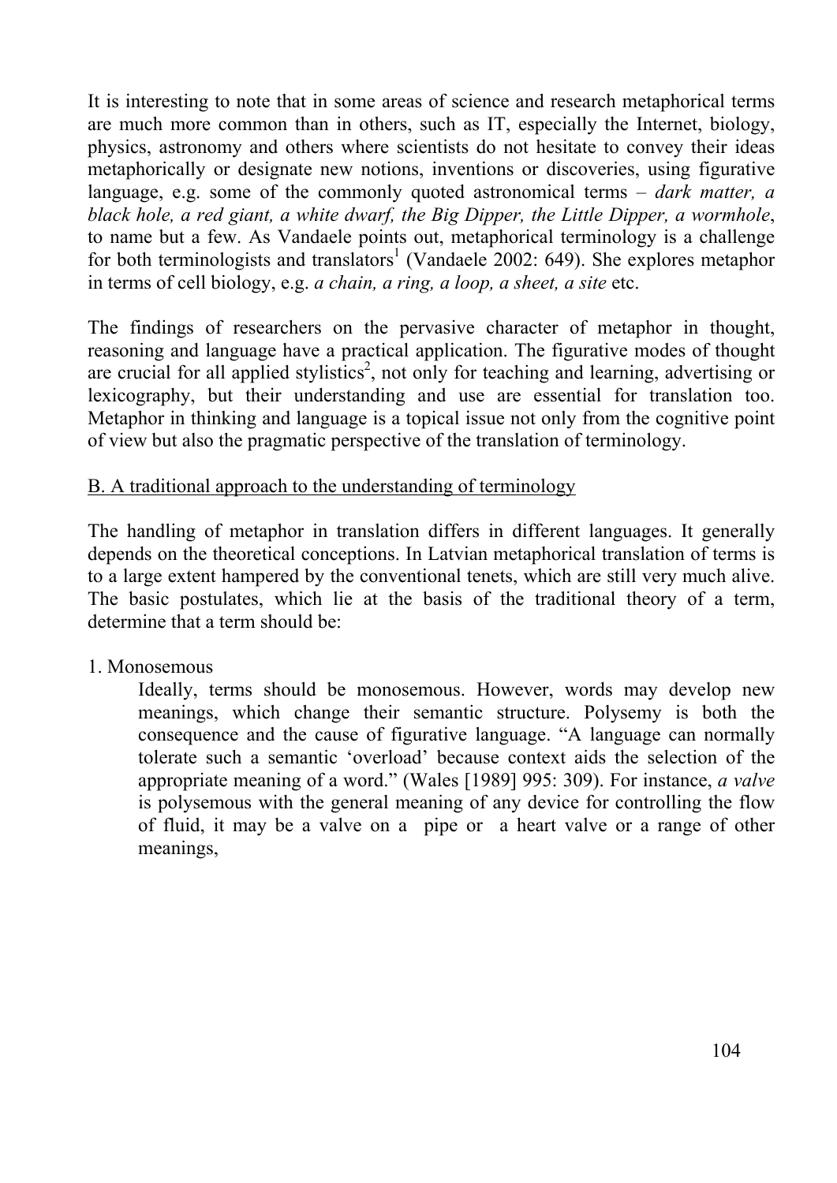It is interesting to note that in some areas of science and research metaphorical terms are much more common than in others, such as IT, especially the Internet, biology, physics, astronomy and others where scientists do not hesitate to convey their ideas metaphorically or designate new notions, inventions or discoveries, using figurative language, e.g. some of the commonly quoted astronomical terms – *dark matter, a black hole, a red giant, a white dwarf, the Big Dipper, the Little Dipper, a wormhole*, to name but a few. As Vandaele points out, metaphorical terminology is a challenge for both terminologists and translators[1] (Vandaele 2002: 649). She explores metaphor in terms of cell biology, e.g. *a chain, a ring, a loop, a sheet, a site* etc.

The findings of researchers on the pervasive character of metaphor in thought, reasoning and language have a practical application. The figurative modes of thought are crucial for all applied stylistics[2], not only for teaching and learning, advertising or lexicography, but their understanding and use are essential for translation too. Metaphor in thinking and language is a topical issue not only from the cognitive point of view but also the pragmatic perspective of the translation of terminology.

## B. A traditional approach to the understanding of terminology

The handling of metaphor in translation differs in different languages. It generally depends on the theoretical conceptions. In Latvian metaphorical translation of terms is to a large extent hampered by the conventional tenets, which are still very much alive. The basic postulates, which lie at the basis of the traditional theory of a term, determine that a term should be:

1. Monosemous

   Ideally, terms should be monosemous. However, words may develop new meanings, which change their semantic structure. Polysemy is both the consequence and the cause of figurative language. "A language can normally tolerate such a semantic 'overload' because context aids the selection of the appropriate meaning of a word." (Wales [1989] 995: 309). For instance, *a valve* is polysemous with the general meaning of any device for controlling the flow of fluid, it may be a valve on a pipe or a heart valve or a range of other meanings,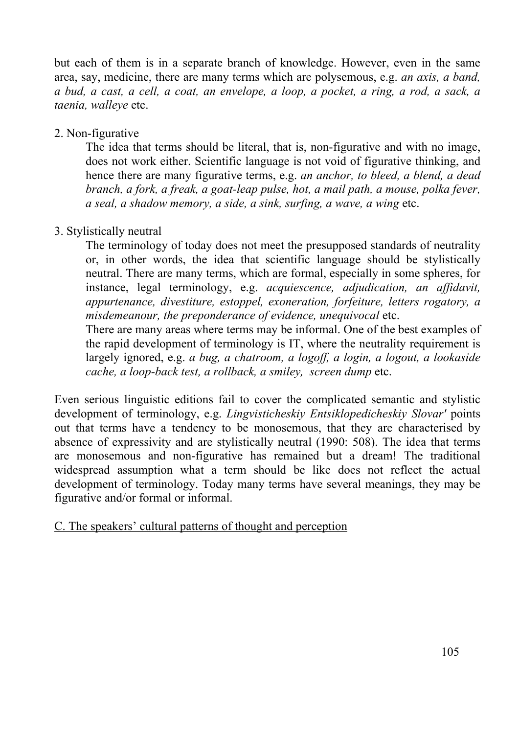but each of them is in a separate branch of knowledge. However, even in the same area, say, medicine, there are many terms which are polysemous, e.g. *an axis, a band, a bud, a cast, a cell, a coat, an envelope, a loop, a pocket, a ring, a rod, a sack, a taenia, walleye* etc.

2. Non-figurative

   The idea that terms should be literal, that is, non-figurative and with no image, does not work either. Scientific language is not void of figurative thinking, and hence there are many figurative terms, e.g. *an anchor, to bleed, a blend, a dead branch, a fork, a freak, a goat-leap pulse, hot, a mail path, a mouse, polka fever, a seal, a shadow memory, a side, a sink, surfing, a wave, a wing* etc.

3. Stylistically neutral

   The terminology of today does not meet the presupposed standards of neutrality or, in other words, the idea that scientific language should be stylistically neutral. There are many terms, which are formal, especially in some spheres, for instance, legal terminology, e.g. *acquiescence, adjudication, an affidavit, appurtenance, divestiture, estoppel, exoneration, forfeiture, letters rogatory, a misdemeanour, the preponderance of evidence, unequivocal* etc.

   There are many areas where terms may be informal. One of the best examples of the rapid development of terminology is IT, where the neutrality requirement is largely ignored, e.g. *a bug, a chatroom, a logoff, a login, a logout, a lookaside cache, a loop-back test, a rollback, a smiley, screen dump* etc.

Even serious linguistic editions fail to cover the complicated semantic and stylistic development of terminology, e.g. *Lingvisticheskiy Entsiklopedicheskiy Slovar'* points out that terms have a tendency to be monosemous, that they are characterised by absence of expressivity and are stylistically neutral (1990: 508). The idea that terms are monosemous and non-figurative has remained but a dream! The traditional widespread assumption what a term should be like does not reflect the actual development of terminology. Today many terms have several meanings, they may be figurative and/or formal or informal.

C. The speakers' cultural patterns of thought and perception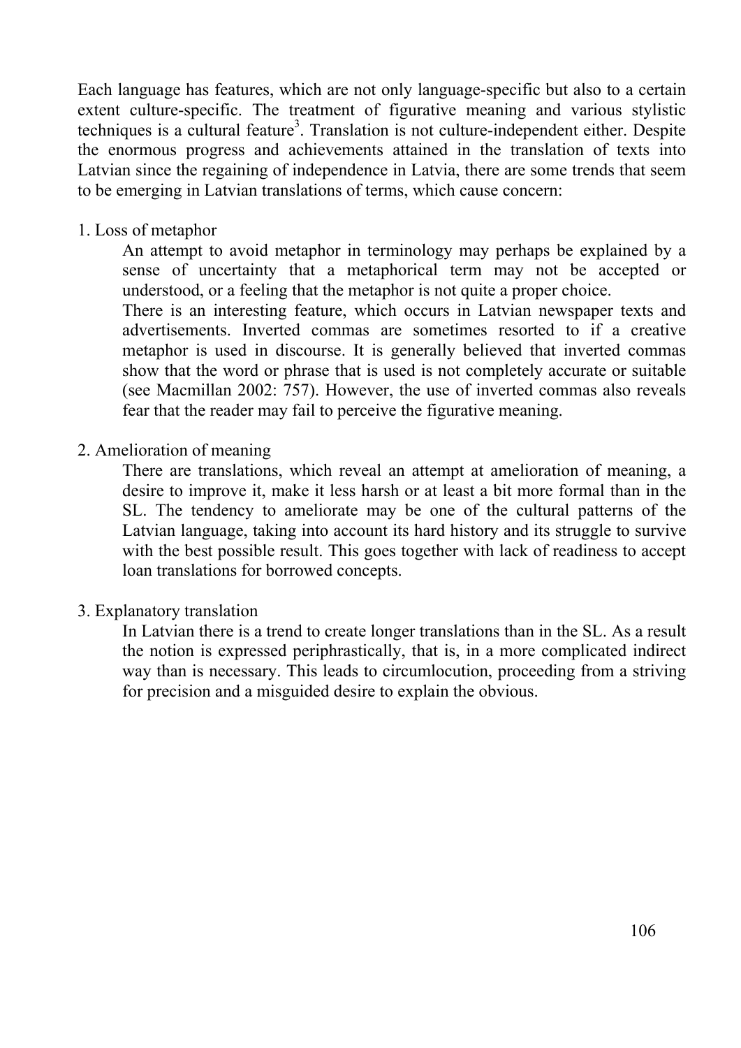Each language has features, which are not only language-specific but also to a certain extent culture-specific. The treatment of figurative meaning and various stylistic techniques is a cultural feature[3]. Translation is not culture-independent either. Despite the enormous progress and achievements attained in the translation of texts into Latvian since the regaining of independence in Latvia, there are some trends that seem to be emerging in Latvian translations of terms, which cause concern:

1. Loss of metaphor

   An attempt to avoid metaphor in terminology may perhaps be explained by a sense of uncertainty that a metaphorical term may not be accepted or understood, or a feeling that the metaphor is not quite a proper choice.

   There is an interesting feature, which occurs in Latvian newspaper texts and advertisements. Inverted commas are sometimes resorted to if a creative metaphor is used in discourse. It is generally believed that inverted commas show that the word or phrase that is used is not completely accurate or suitable (see Macmillan 2002: 757). However, the use of inverted commas also reveals fear that the reader may fail to perceive the figurative meaning.

2. Amelioration of meaning

   There are translations, which reveal an attempt at amelioration of meaning, a desire to improve it, make it less harsh or at least a bit more formal than in the SL. The tendency to ameliorate may be one of the cultural patterns of the Latvian language, taking into account its hard history and its struggle to survive with the best possible result. This goes together with lack of readiness to accept loan translations for borrowed concepts.

3. Explanatory translation

   In Latvian there is a trend to create longer translations than in the SL. As a result the notion is expressed periphrastically, that is, in a more complicated indirect way than is necessary. This leads to circumlocution, proceeding from a striving for precision and a misguided desire to explain the obvious.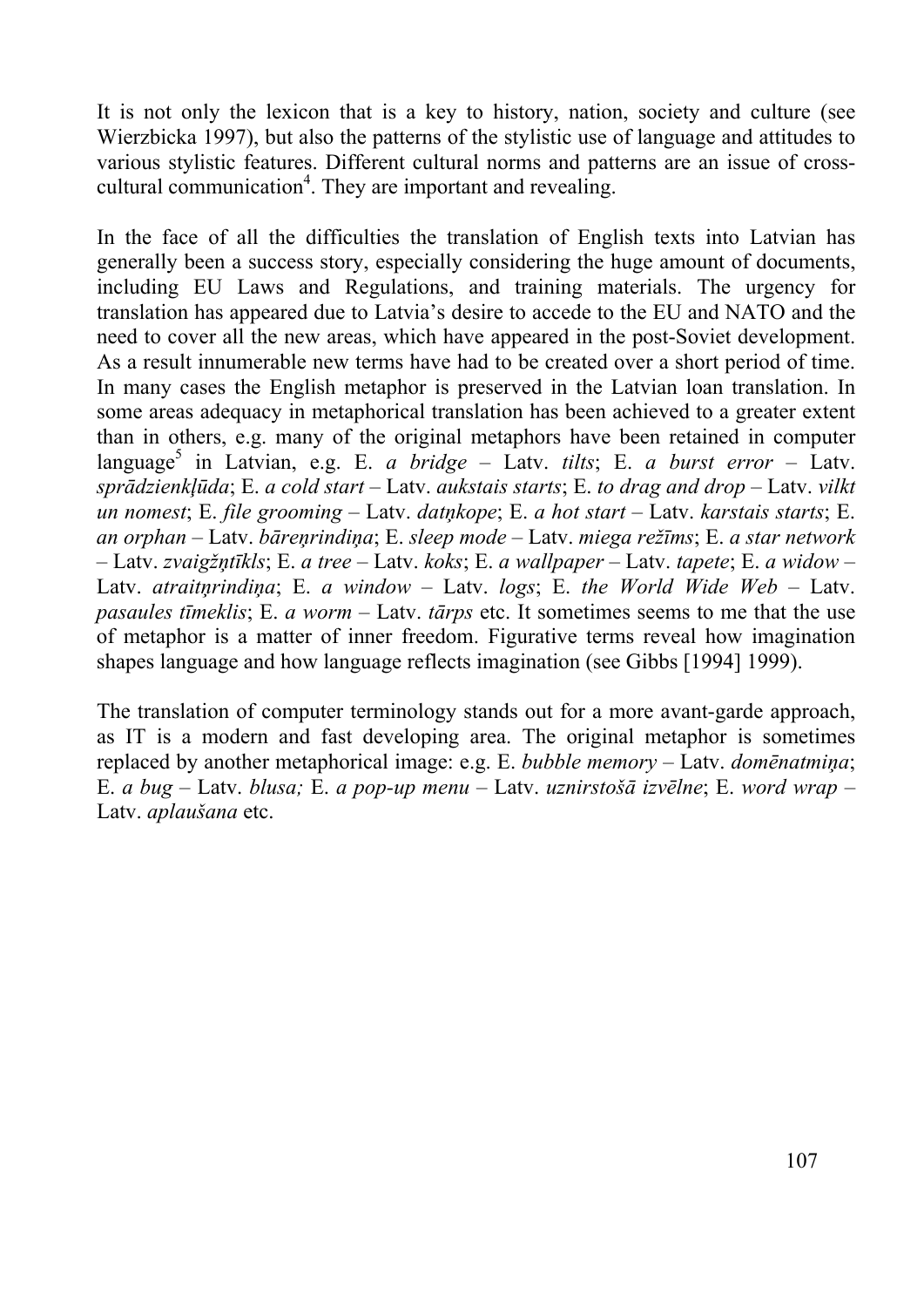It is not only the lexicon that is a key to history, nation, society and culture (see Wierzbicka 1997), but also the patterns of the stylistic use of language and attitudes to various stylistic features. Different cultural norms and patterns are an issue of cross-cultural communication[4]. They are important and revealing.

In the face of all the difficulties the translation of English texts into Latvian has generally been a success story, especially considering the huge amount of documents, including EU Laws and Regulations, and training materials. The urgency for translation has appeared due to Latvia's desire to accede to the EU and NATO and the need to cover all the new areas, which have appeared in the post-Soviet development. As a result innumerable new terms have had to be created over a short period of time. In many cases the English metaphor is preserved in the Latvian loan translation. In some areas adequacy in metaphorical translation has been achieved to a greater extent than in others, e.g. many of the original metaphors have been retained in computer language[5] in Latvian, e.g. E. *a bridge* – Latv. *tilts*; E. *a burst error* – Latv. *sprādzienkļūda*; E. *a cold start* – Latv. *aukstais starts*; E. *to drag and drop* – Latv. *vilkt un nomest*; E. *file grooming* – Latv. *datņkope*; E. *a hot start* – Latv. *karstais starts*; E. *an orphan* – Latv. *bāreņrindiņa*; E. *sleep mode* – Latv. *miega režīms*; E. *a star network* – Latv. *zvaigžņtīkls*; E. *a tree* – Latv. *koks*; E. *a wallpaper* – Latv. *tapete*; E. *a widow* – Latv. *atraitņrindiņa*; E. *a window* – Latv. *logs*; E. *the World Wide Web* – Latv. *pasaules tīmeklis*; E. *a worm* – Latv. *tārps* etc. It sometimes seems to me that the use of metaphor is a matter of inner freedom. Figurative terms reveal how imagination shapes language and how language reflects imagination (see Gibbs [1994] 1999).

The translation of computer terminology stands out for a more avant-garde approach, as IT is a modern and fast developing area. The original metaphor is sometimes replaced by another metaphorical image: e.g. E. *bubble memory* – Latv. *domēnatmiņa*; E. *a bug* – Latv. *blusa;* E. *a pop-up menu* – Latv. *uznirstošā izvēlne*; E. *word wrap* – Latv. *aplaušana* etc.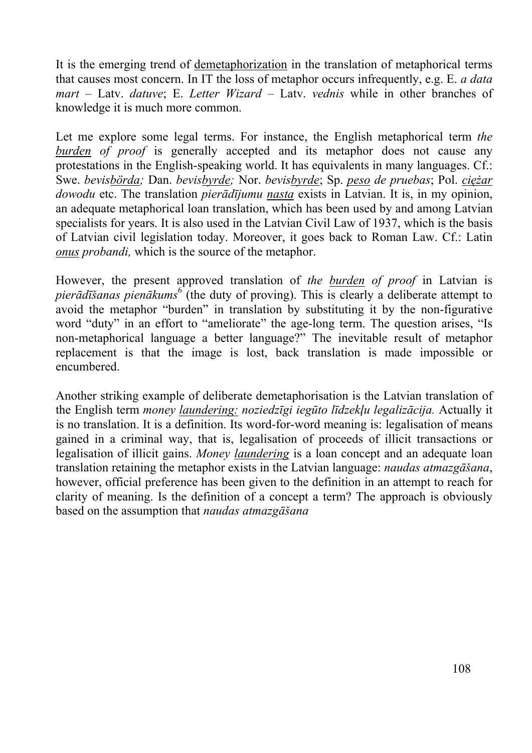It is the emerging trend of demetaphorization in the translation of metaphorical terms that causes most concern. In IT the loss of metaphor occurs infrequently, e.g. E. *a data mart* – Latv. *datuve*; E. *Letter Wizard* – Latv. *vednis* while in other branches of knowledge it is much more common.

Let me explore some legal terms. For instance, the English metaphorical term *the burden of proof* is generally accepted and its metaphor does not cause any protestations in the English-speaking world. It has equivalents in many languages. Cf.: Swe. *bevisbörda;* Dan. *bevisbyrde;* Nor. *bevisbyrde*; Sp. *peso de pruebas*; Pol. *ciężar dowodu* etc. The translation *pierādījumu nasta* exists in Latvian. It is, in my opinion, an adequate metaphorical loan translation, which has been used by and among Latvian specialists for years. It is also used in the Latvian Civil Law of 1937, which is the basis of Latvian civil legislation today. Moreover, it goes back to Roman Law. Cf.: Latin *onus probandi,* which is the source of the metaphor.

However, the present approved translation of *the burden of proof* in Latvian is *pierādīšanas pienākums*[6] (the duty of proving). This is clearly a deliberate attempt to avoid the metaphor "burden" in translation by substituting it by the non-figurative word "duty" in an effort to "ameliorate" the age-long term. The question arises, "Is non-metaphorical language a better language?" The inevitable result of metaphor replacement is that the image is lost, back translation is made impossible or encumbered.

Another striking example of deliberate demetaphorisation is the Latvian translation of the English term *money laundering: noziedzīgi iegūto līdzekļu legalizācija.* Actually it is no translation. It is a definition. Its word-for-word meaning is: legalisation of means gained in a criminal way, that is, legalisation of proceeds of illicit transactions or legalisation of illicit gains. *Money laundering* is a loan concept and an adequate loan translation retaining the metaphor exists in the Latvian language: *naudas atmazgāšana*, however, official preference has been given to the definition in an attempt to reach for clarity of meaning. Is the definition of a concept a term? The approach is obviously based on the assumption that *naudas atmazgāšana*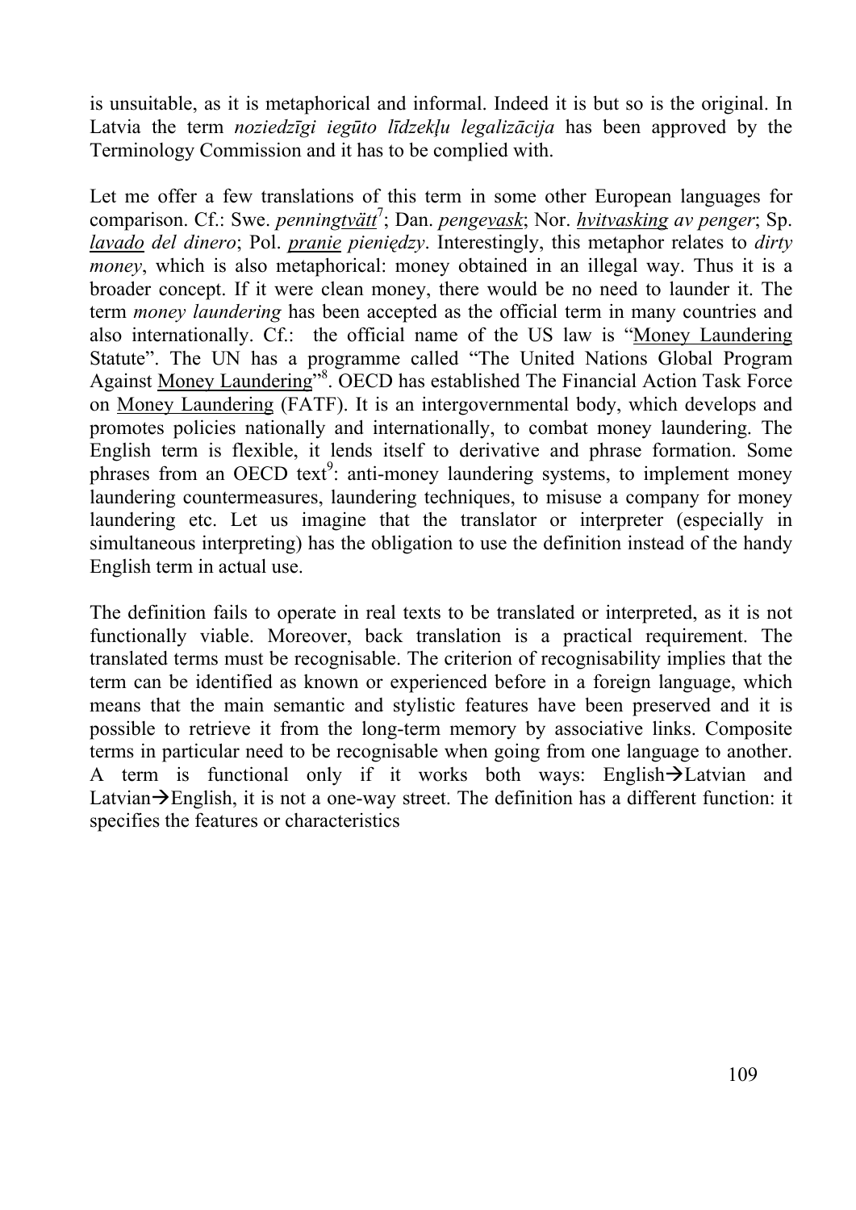is unsuitable, as it is metaphorical and informal. Indeed it is but so is the original. In Latvia the term *noziedzīgi iegūto līdzekļu legalizācija* has been approved by the Terminology Commission and it has to be complied with.

Let me offer a few translations of this term in some other European languages for comparison. Cf.: Swe. *penning<u>tvätt</u>*[7]; Dan. *penge<u>vask</u>*; Nor. *<u>hvitvasking</u> av penger*; Sp. *<u>lavado</u> del dinero*; Pol. *<u>pranie</u> pieniędzy*. Interestingly, this metaphor relates to *dirty money*, which is also metaphorical: money obtained in an illegal way. Thus it is a broader concept. If it were clean money, there would be no need to launder it. The term *money laundering* has been accepted as the official term in many countries and also internationally. Cf.: the official name of the US law is "<u>Money Laundering</u> Statute". The UN has a programme called "The United Nations Global Program Against <u>Money Laundering</u>"[8]. OECD has established The Financial Action Task Force on <u>Money Laundering</u> (FATF). It is an intergovernmental body, which develops and promotes policies nationally and internationally, to combat money laundering. The English term is flexible, it lends itself to derivative and phrase formation. Some phrases from an OECD text[9]: anti-money laundering systems, to implement money laundering countermeasures, laundering techniques, to misuse a company for money laundering etc. Let us imagine that the translator or interpreter (especially in simultaneous interpreting) has the obligation to use the definition instead of the handy English term in actual use.

The definition fails to operate in real texts to be translated or interpreted, as it is not functionally viable. Moreover, back translation is a practical requirement. The translated terms must be recognisable. The criterion of recognisability implies that the term can be identified as known or experienced before in a foreign language, which means that the main semantic and stylistic features have been preserved and it is possible to retrieve it from the long-term memory by associative links. Composite terms in particular need to be recognisable when going from one language to another. A term is functional only if it works both ways: English→Latvian and Latvian→English, it is not a one-way street. The definition has a different function: it specifies the features or characteristics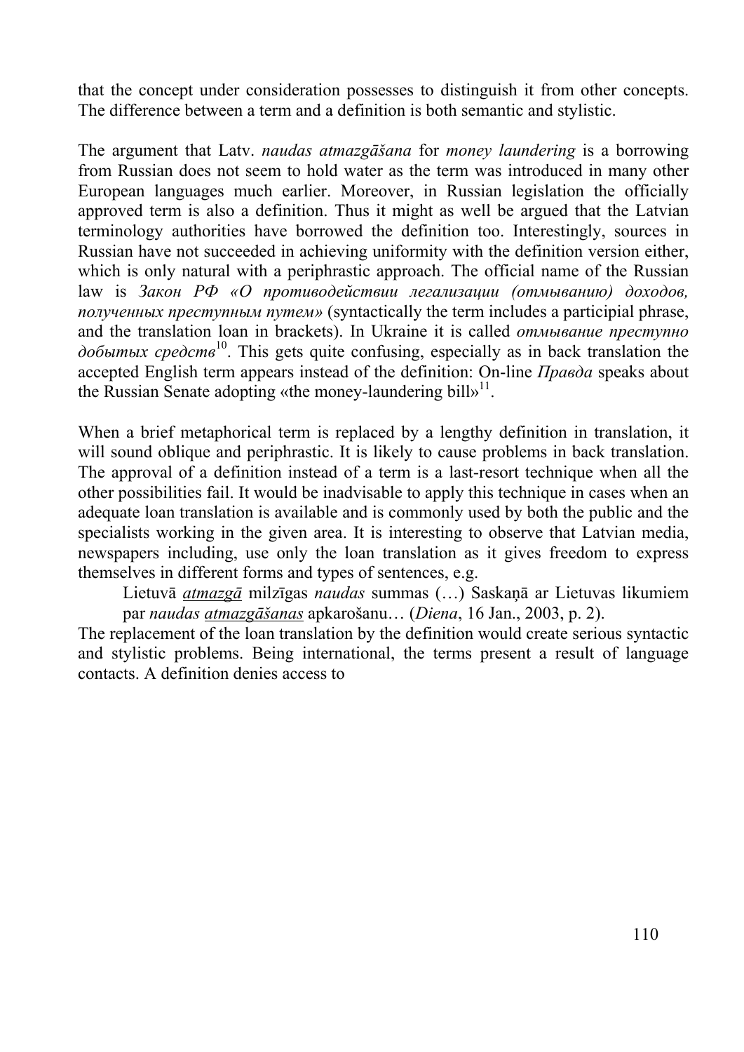that the concept under consideration possesses to distinguish it from other concepts. The difference between a term and a definition is both semantic and stylistic.

The argument that Latv. *naudas atmazgāšana* for *money laundering* is a borrowing from Russian does not seem to hold water as the term was introduced in many other European languages much earlier. Moreover, in Russian legislation the officially approved term is also a definition. Thus it might as well be argued that the Latvian terminology authorities have borrowed the definition too. Interestingly, sources in Russian have not succeeded in achieving uniformity with the definition version either, which is only natural with a periphrastic approach. The official name of the Russian law is *Закон РФ «О противодействии легализации (отмыванию) доходов, полученных преступным путем»* (syntactically the term includes a participial phrase, and the translation loan in brackets). In Ukraine it is called *отмывание преступно добытых средств*[10]. This gets quite confusing, especially as in back translation the accepted English term appears instead of the definition: On-line *Правда* speaks about the Russian Senate adopting «the money-laundering bill»[11].

When a brief metaphorical term is replaced by a lengthy definition in translation, it will sound oblique and periphrastic. It is likely to cause problems in back translation. The approval of a definition instead of a term is a last-resort technique when all the other possibilities fail. It would be inadvisable to apply this technique in cases when an adequate loan translation is available and is commonly used by both the public and the specialists working in the given area. It is interesting to observe that Latvian media, newspapers including, use only the loan translation as it gives freedom to express themselves in different forms and types of sentences, e.g.

> Lietuvā <u>*atmazgā*</u> milzīgas *naudas* summas (…) Saskaņā ar Lietuvas likumiem par *naudas* <u>*atmazgāšanas*</u> apkarošanu… (*Diena*, 16 Jan., 2003, p. 2).

The replacement of the loan translation by the definition would create serious syntactic and stylistic problems. Being international, the terms present a result of language contacts. A definition denies access to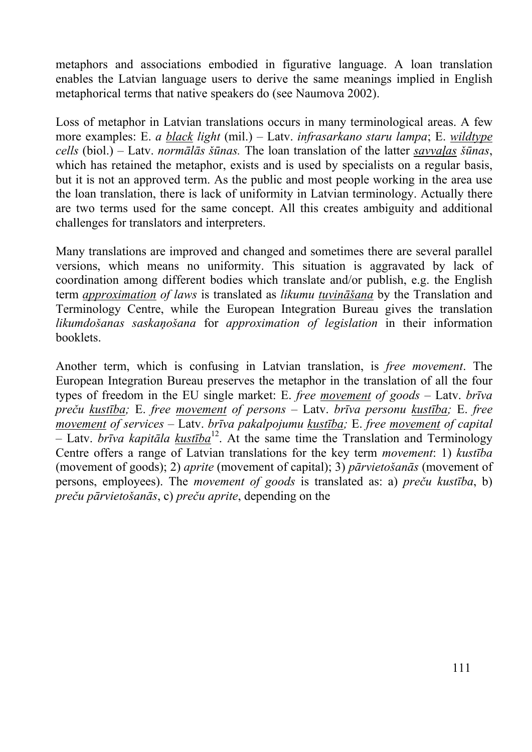metaphors and associations embodied in figurative language. A loan translation enables the Latvian language users to derive the same meanings implied in English metaphorical terms that native speakers do (see Naumova 2002).

Loss of metaphor in Latvian translations occurs in many terminological areas. A few more examples: E. *a <u>black</u> light* (mil.) – Latv. *infrasarkano staru lampa*; E. *<u>wildtype</u> cells* (biol.) – Latv. *normālās šūnas.* The loan translation of the latter *<u>savvaļas</u> šūnas*, which has retained the metaphor, exists and is used by specialists on a regular basis, but it is not an approved term. As the public and most people working in the area use the loan translation, there is lack of uniformity in Latvian terminology. Actually there are two terms used for the same concept. All this creates ambiguity and additional challenges for translators and interpreters.

Many translations are improved and changed and sometimes there are several parallel versions, which means no uniformity. This situation is aggravated by lack of coordination among different bodies which translate and/or publish, e.g. the English term *<u>approximation</u> of laws* is translated as *likumu <u>tuvināšana</u>* by the Translation and Terminology Centre, while the European Integration Bureau gives the translation *likumdošanas saskaņošana* for *approximation of legislation* in their information booklets.

Another term, which is confusing in Latvian translation, is *free movement*. The European Integration Bureau preserves the metaphor in the translation of all the four types of freedom in the EU single market: E. *free <u>movement</u> of goods* – Latv. *brīva preču <u>kustība</u>;* E. *free <u>movement</u> of persons* – Latv. *brīva personu <u>kustība</u>;* E. *free <u>movement</u> of services* – Latv. *brīva pakalpojumu <u>kustība</u>;* E. *free <u>movement</u> of capital* – Latv. *brīva kapitāla <u>kustība</u>*[12]. At the same time the Translation and Terminology Centre offers a range of Latvian translations for the key term *movement*: 1) *kustība* (movement of goods); 2) *aprite* (movement of capital); 3) *pārvietošanās* (movement of persons, employees). The *movement of goods* is translated as: a) *preču kustība*, b) *preču pārvietošanās*, c) *preču aprite*, depending on the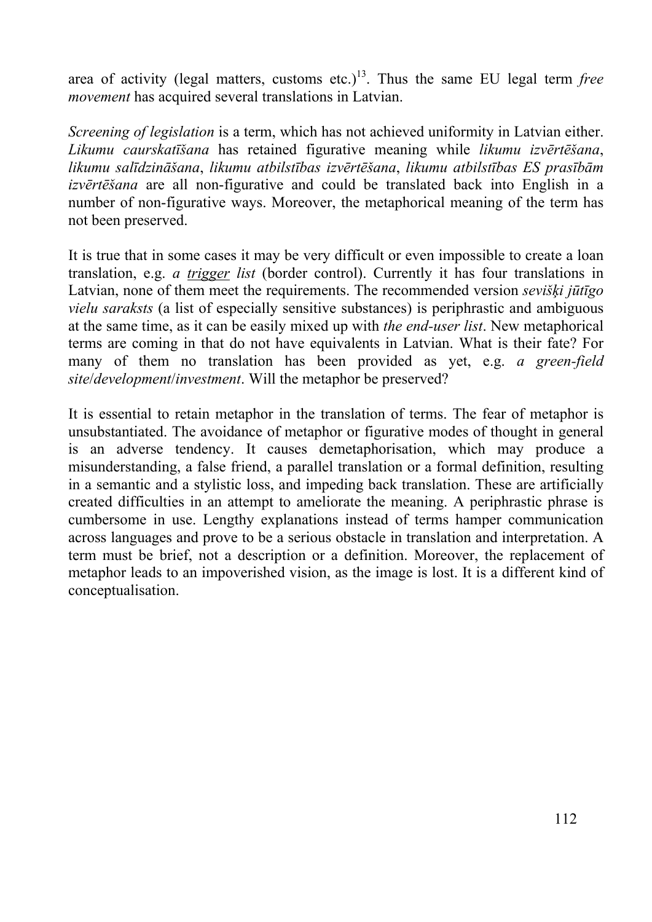area of activity (legal matters, customs etc.)[13]. Thus the same EU legal term *free movement* has acquired several translations in Latvian.

*Screening of legislation* is a term, which has not achieved uniformity in Latvian either. *Likumu caurskatīšana* has retained figurative meaning while *likumu izvērtēšana*, *likumu salīdzināšana*, *likumu atbilstības izvērtēšana*, *likumu atbilstības ES prasībām izvērtēšana* are all non-figurative and could be translated back into English in a number of non-figurative ways. Moreover, the metaphorical meaning of the term has not been preserved.

It is true that in some cases it may be very difficult or even impossible to create a loan translation, e.g. *a* ***trigger*** *list* (border control). Currently it has four translations in Latvian, none of them meet the requirements. The recommended version *sevišķi jūtīgo vielu saraksts* (a list of especially sensitive substances) is periphrastic and ambiguous at the same time, as it can be easily mixed up with *the end-user list*. New metaphorical terms are coming in that do not have equivalents in Latvian. What is their fate? For many of them no translation has been provided as yet, e.g. *a green-field site*/*development*/*investment*. Will the metaphor be preserved?

It is essential to retain metaphor in the translation of terms. The fear of metaphor is unsubstantiated. The avoidance of metaphor or figurative modes of thought in general is an adverse tendency. It causes demetaphorisation, which may produce a misunderstanding, a false friend, a parallel translation or a formal definition, resulting in a semantic and a stylistic loss, and impeding back translation. These are artificially created difficulties in an attempt to ameliorate the meaning. A periphrastic phrase is cumbersome in use. Lengthy explanations instead of terms hamper communication across languages and prove to be a serious obstacle in translation and interpretation. A term must be brief, not a description or a definition. Moreover, the replacement of metaphor leads to an impoverished vision, as the image is lost. It is a different kind of conceptualisation.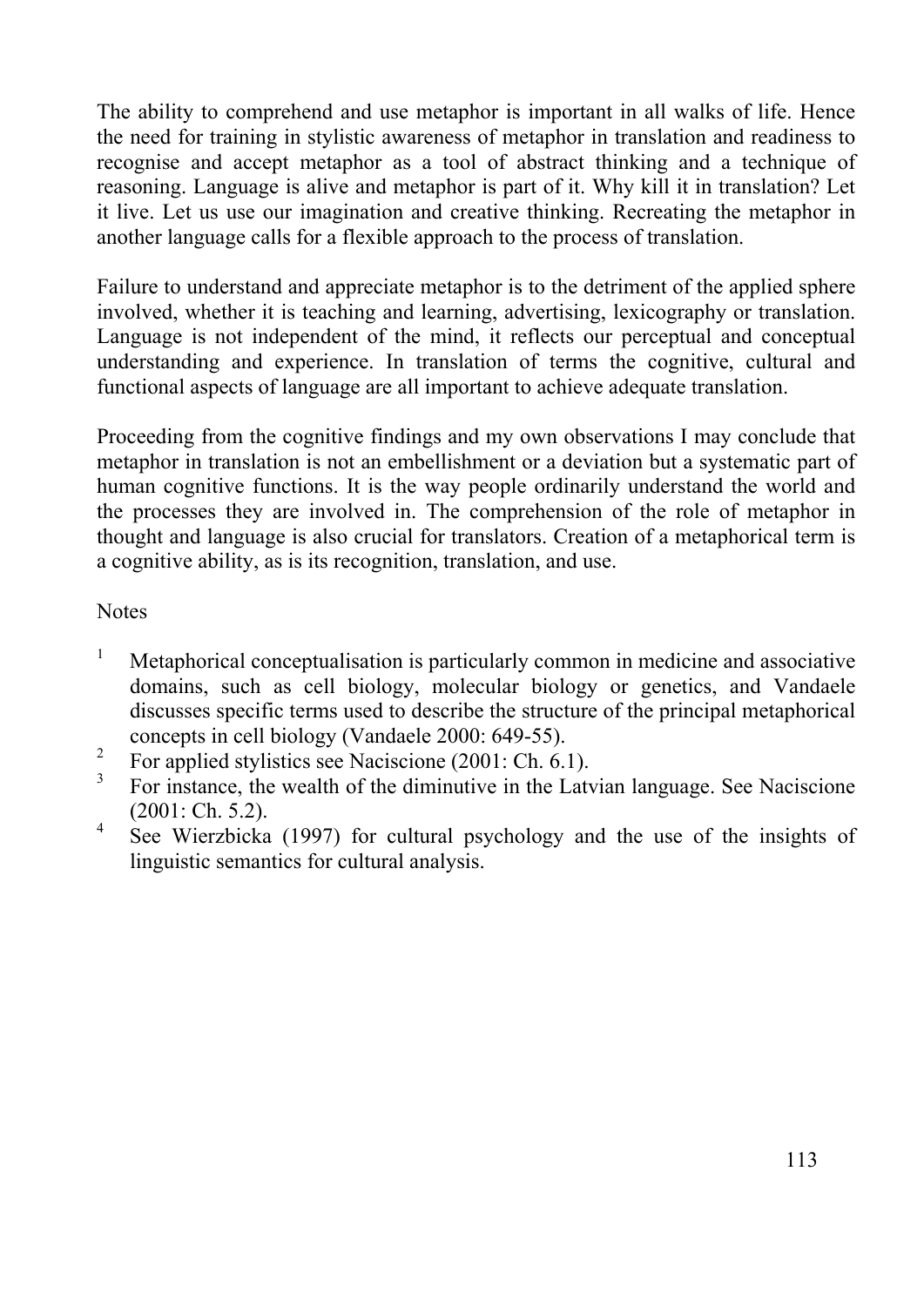The ability to comprehend and use metaphor is important in all walks of life. Hence the need for training in stylistic awareness of metaphor in translation and readiness to recognise and accept metaphor as a tool of abstract thinking and a technique of reasoning. Language is alive and metaphor is part of it. Why kill it in translation? Let it live. Let us use our imagination and creative thinking. Recreating the metaphor in another language calls for a flexible approach to the process of translation.

Failure to understand and appreciate metaphor is to the detriment of the applied sphere involved, whether it is teaching and learning, advertising, lexicography or translation. Language is not independent of the mind, it reflects our perceptual and conceptual understanding and experience. In translation of terms the cognitive, cultural and functional aspects of language are all important to achieve adequate translation.

Proceeding from the cognitive findings and my own observations I may conclude that metaphor in translation is not an embellishment or a deviation but a systematic part of human cognitive functions. It is the way people ordinarily understand the world and the processes they are involved in. The comprehension of the role of metaphor in thought and language is also crucial for translators. Creation of a metaphorical term is a cognitive ability, as is its recognition, translation, and use.

Notes

[1] Metaphorical conceptualisation is particularly common in medicine and associative domains, such as cell biology, molecular biology or genetics, and Vandaele discusses specific terms used to describe the structure of the principal metaphorical concepts in cell biology (Vandaele 2000: 649-55).

[2] For applied stylistics see Naciscione (2001: Ch. 6.1).

[3] For instance, the wealth of the diminutive in the Latvian language. See Naciscione (2001: Ch. 5.2).

[4] See Wierzbicka (1997) for cultural psychology and the use of the insights of linguistic semantics for cultural analysis.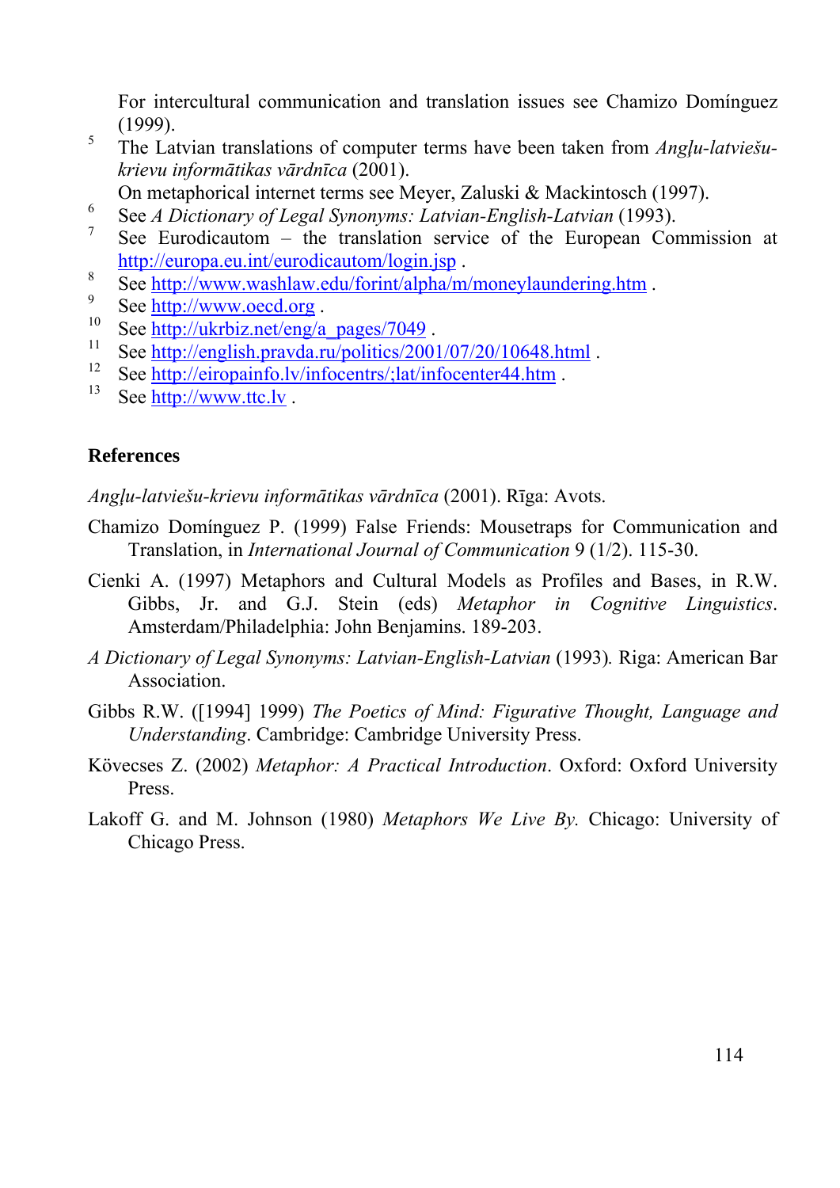For intercultural communication and translation issues see Chamizo Domínguez (1999).

5 The Latvian translations of computer terms have been taken from *Angļu-latviešu-krievu informātikas vārdnīca* (2001).

On metaphorical internet terms see Meyer, Zaluski & Mackintosch (1997).

6 See *A Dictionary of Legal Synonyms: Latvian-English-Latvian* (1993).

7 See Eurodicautom – the translation service of the European Commission at http://europa.eu.int/eurodicautom/login.jsp .

8 See http://www.washlaw.edu/forint/alpha/m/moneylaundering.htm .

9 See http://www.oecd.org .

10 See http://ukrbiz.net/eng/a_pages/7049 .

11 See http://english.pravda.ru/politics/2001/07/20/10648.html .

12 See http://eiropainfo.lv/infocentrs/;lat/infocenter44.htm .

13 See http://www.ttc.lv .

## References

*Angļu-latviešu-krievu informātikas vārdnīca* (2001). Rīga: Avots.

Chamizo Domínguez P. (1999) False Friends: Mousetraps for Communication and Translation, in *International Journal of Communication* 9 (1/2). 115-30.

Cienki A. (1997) Metaphors and Cultural Models as Profiles and Bases, in R.W. Gibbs, Jr. and G.J. Stein (eds) *Metaphor in Cognitive Linguistics*. Amsterdam/Philadelphia: John Benjamins. 189-203.

*A Dictionary of Legal Synonyms: Latvian-English-Latvian* (1993). Riga: American Bar Association.

Gibbs R.W. ([1994] 1999) *The Poetics of Mind: Figurative Thought, Language and Understanding*. Cambridge: Cambridge University Press.

Kövecses Z. (2002) *Metaphor: A Practical Introduction*. Oxford: Oxford University Press.

Lakoff G. and M. Johnson (1980) *Metaphors We Live By*. Chicago: University of Chicago Press.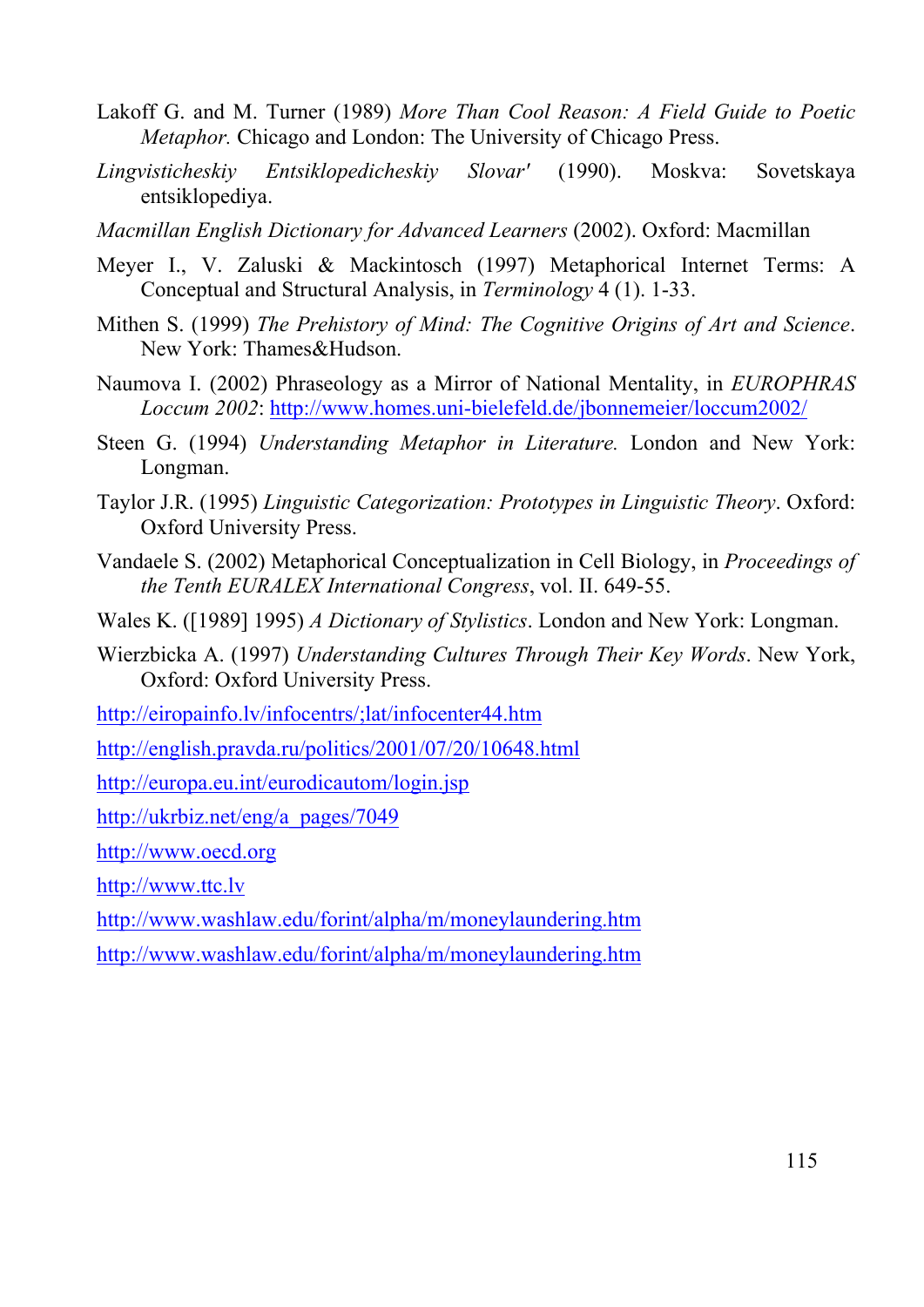Lakoff G. and M. Turner (1989) *More Than Cool Reason: A Field Guide to Poetic Metaphor.* Chicago and London: The University of Chicago Press.

*Lingvisticheskiy Entsiklopedicheskiy Slovar'* (1990). Moskva: Sovetskaya entsiklopediya.

*Macmillan English Dictionary for Advanced Learners* (2002). Oxford: Macmillan

Meyer I., V. Zaluski & Mackintosch (1997) Metaphorical Internet Terms: A Conceptual and Structural Analysis, in *Terminology* 4 (1). 1-33.

Mithen S. (1999) *The Prehistory of Mind: The Cognitive Origins of Art and Science*. New York: Thames&Hudson.

Naumova I. (2002) Phraseology as a Mirror of National Mentality, in *EUROPHRAS Loccum 2002*: http://www.homes.uni-bielefeld.de/jbonnemeier/loccum2002/

Steen G. (1994) *Understanding Metaphor in Literature.* London and New York: Longman.

Taylor J.R. (1995) *Linguistic Categorization: Prototypes in Linguistic Theory*. Oxford: Oxford University Press.

Vandaele S. (2002) Metaphorical Conceptualization in Cell Biology, in *Proceedings of the Tenth EURALEX International Congress*, vol. II. 649-55.

Wales K. ([1989] 1995) *A Dictionary of Stylistics*. London and New York: Longman.

Wierzbicka A. (1997) *Understanding Cultures Through Their Key Words*. New York, Oxford: Oxford University Press.

http://eiropainfo.lv/infocentrs/;lat/infocenter44.htm

http://english.pravda.ru/politics/2001/07/20/10648.html

http://europa.eu.int/eurodicautom/login.jsp

http://ukrbiz.net/eng/a_pages/7049

http://www.oecd.org

http://www.ttc.lv

http://www.washlaw.edu/forint/alpha/m/moneylaundering.htm

http://www.washlaw.edu/forint/alpha/m/moneylaundering.htm